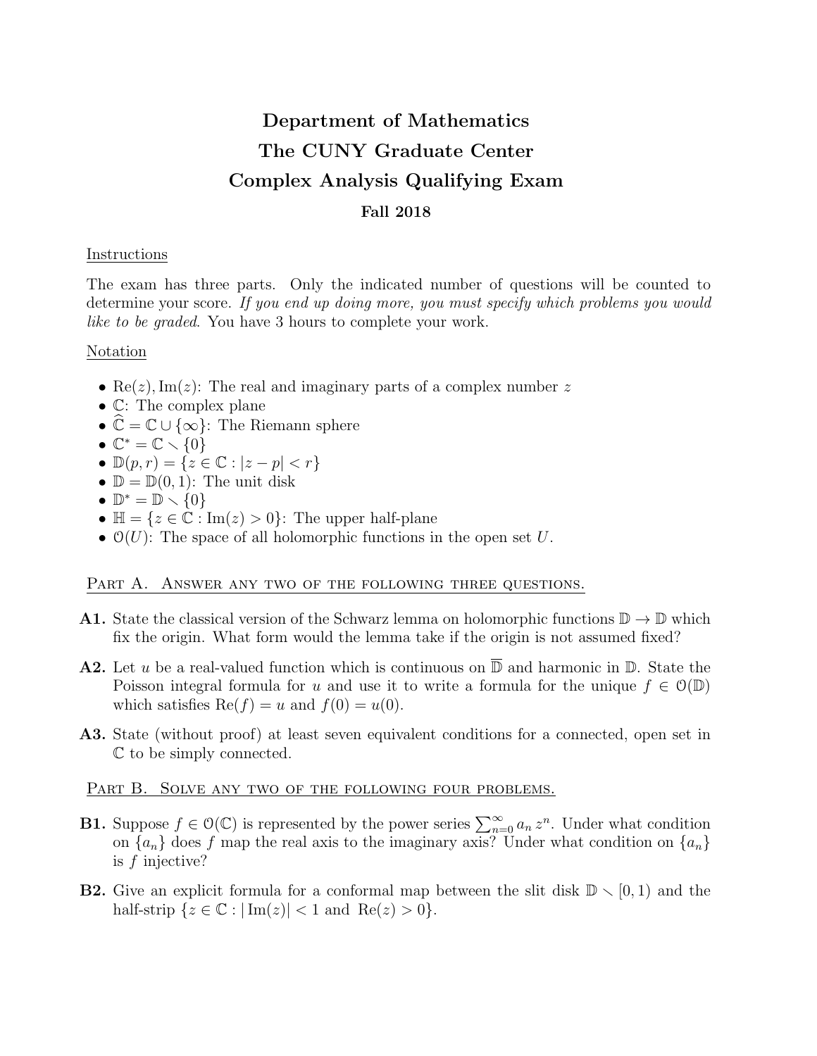# Department of Mathematics
# The CUNY Graduate Center
# Complex Analysis Qualifying Exam

### Fall 2018

Instructions

The exam has three parts. Only the indicated number of questions will be counted to determine your score. *If you end up doing more, you must specify which problems you would like to be graded*. You have 3 hours to complete your work.

Notation

- $\mathrm{Re}(z), \mathrm{Im}(z)$: The real and imaginary parts of a complex number $z$
- $\mathbb{C}$: The complex plane
- $\widehat{\mathbb{C}} = \mathbb{C} \cup \{\infty\}$: The Riemann sphere
- $\mathbb{C}^* = \mathbb{C} \smallsetminus \{0\}$
- $\mathbb{D}(p, r) = \{z \in \mathbb{C} : |z - p| < r\}$
- $\mathbb{D} = \mathbb{D}(0, 1)$: The unit disk
- $\mathbb{D}^* = \mathbb{D} \smallsetminus \{0\}$
- $\mathbb{H} = \{z \in \mathbb{C} : \mathrm{Im}(z) > 0\}$: The upper half-plane
- $\mathcal{O}(U)$: The space of all holomorphic functions in the open set $U$.

## Part A. Answer any two of the following three questions.

**A1.** State the classical version of the Schwarz lemma on holomorphic functions $\mathbb{D} \to \mathbb{D}$ which fix the origin. What form would the lemma take if the origin is not assumed fixed?

**A2.** Let $u$ be a real-valued function which is continuous on $\overline{\mathbb{D}}$ and harmonic in $\mathbb{D}$. State the Poisson integral formula for $u$ and use it to write a formula for the unique $f \in \mathcal{O}(\mathbb{D})$ which satisfies $\mathrm{Re}(f) = u$ and $f(0) = u(0)$.

**A3.** State (without proof) at least seven equivalent conditions for a connected, open set in $\mathbb{C}$ to be simply connected.

## Part B. Solve any two of the following four problems.

**B1.** Suppose $f \in \mathcal{O}(\mathbb{C})$ is represented by the power series $\sum_{n=0}^{\infty} a_n \, z^n$. Under what condition on $\{a_n\}$ does $f$ map the real axis to the imaginary axis? Under what condition on $\{a_n\}$ is $f$ injective?

**B2.** Give an explicit formula for a conformal map between the slit disk $\mathbb{D} \smallsetminus [0, 1)$ and the half-strip $\{z \in \mathbb{C} : |\,\mathrm{Im}(z)| < 1 \text{ and } \mathrm{Re}(z) > 0\}$.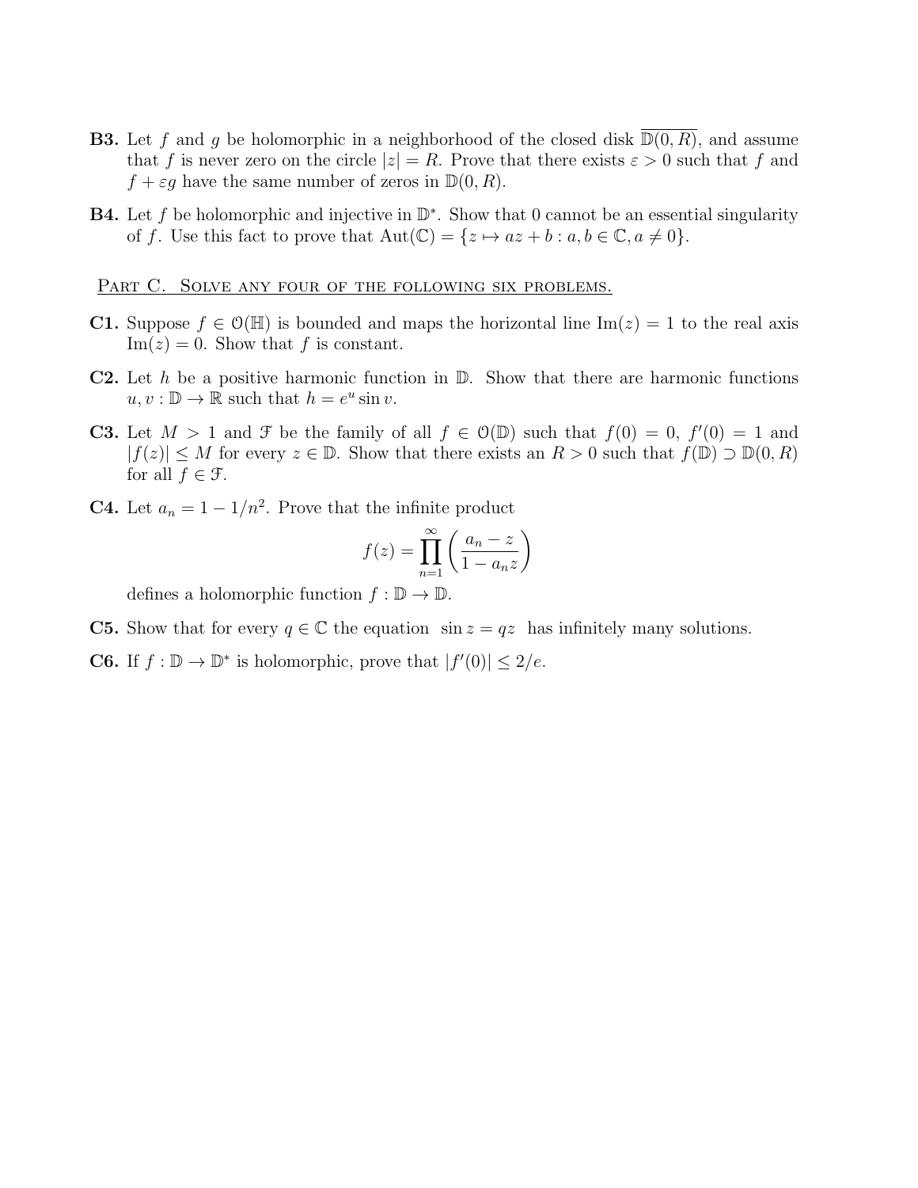**B3.** Let $f$ and $g$ be holomorphic in a neighborhood of the closed disk $\overline{\mathbb{D}(0,R)}$, and assume that $f$ is never zero on the circle $|z| = R$. Prove that there exists $\varepsilon > 0$ such that $f$ and $f + \varepsilon g$ have the same number of zeros in $\mathbb{D}(0,R)$.

**B4.** Let $f$ be holomorphic and injective in $\mathbb{D}^*$. Show that 0 cannot be an essential singularity of $f$. Use this fact to prove that $\mathrm{Aut}(\mathbb{C}) = \{z \mapsto az + b : a, b \in \mathbb{C}, a \neq 0\}$.

## PART C. SOLVE ANY FOUR OF THE FOLLOWING SIX PROBLEMS.

**C1.** Suppose $f \in \mathcal{O}(\mathbb{H})$ is bounded and maps the horizontal line $\mathrm{Im}(z) = 1$ to the real axis $\mathrm{Im}(z) = 0$. Show that $f$ is constant.

**C2.** Let $h$ be a positive harmonic function in $\mathbb{D}$. Show that there are harmonic functions $u, v : \mathbb{D} \to \mathbb{R}$ such that $h = e^u \sin v$.

**C3.** Let $M > 1$ and $\mathcal{F}$ be the family of all $f \in \mathcal{O}(\mathbb{D})$ such that $f(0) = 0$, $f'(0) = 1$ and $|f(z)| \leq M$ for every $z \in \mathbb{D}$. Show that there exists an $R > 0$ such that $f(\mathbb{D}) \supset \mathbb{D}(0,R)$ for all $f \in \mathcal{F}$.

**C4.** Let $a_n = 1 - 1/n^2$. Prove that the infinite product

$$f(z) = \prod_{n=1}^{\infty} \left( \frac{a_n - z}{1 - a_n z} \right)$$

defines a holomorphic function $f : \mathbb{D} \to \mathbb{D}$.

**C5.** Show that for every $q \in \mathbb{C}$ the equation $\sin z = qz$ has infinitely many solutions.

**C6.** If $f : \mathbb{D} \to \mathbb{D}^*$ is holomorphic, prove that $|f'(0)| \leq 2/e$.